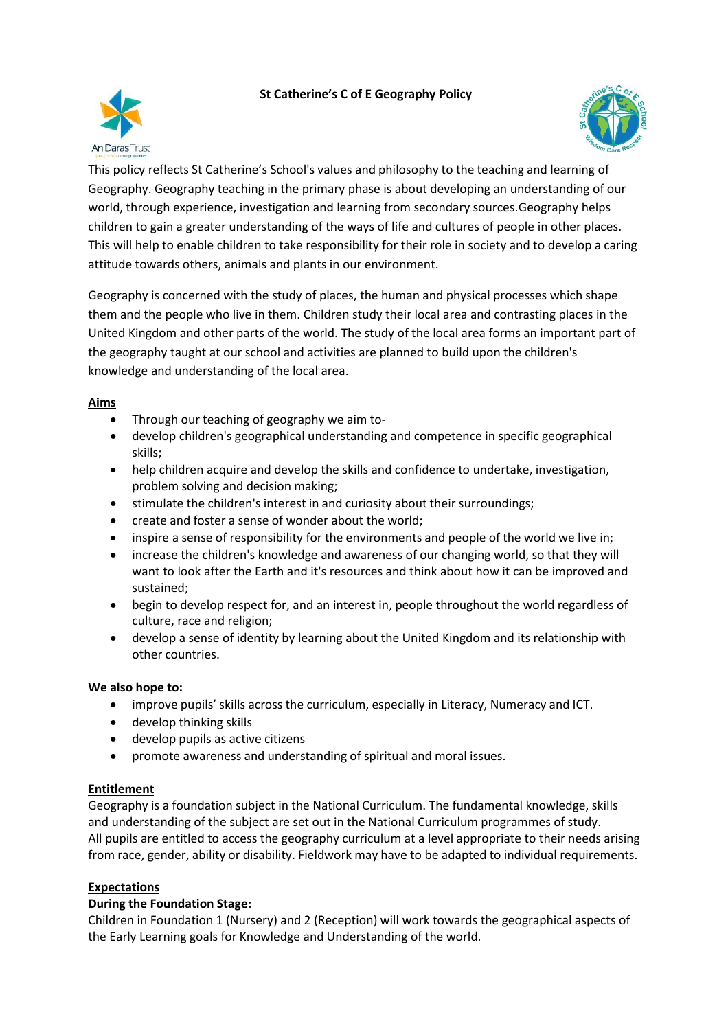# St Catherine's C of E Geography Policy

This policy reflects St Catherine's School's values and philosophy to the teaching and learning of Geography. Geography teaching in the primary phase is about developing an understanding of our world, through experience, investigation and learning from secondary sources.Geography helps children to gain a greater understanding of the ways of life and cultures of people in other places. This will help to enable children to take responsibility for their role in society and to develop a caring attitude towards others, animals and plants in our environment.

Geography is concerned with the study of places, the human and physical processes which shape them and the people who live in them. Children study their local area and contrasting places in the United Kingdom and other parts of the world. The study of the local area forms an important part of the geography taught at our school and activities are planned to build upon the children's knowledge and understanding of the local area.

## Aims

- Through our teaching of geography we aim to-
- develop children's geographical understanding and competence in specific geographical skills;
- help children acquire and develop the skills and confidence to undertake, investigation, problem solving and decision making;
- stimulate the children's interest in and curiosity about their surroundings;
- create and foster a sense of wonder about the world;
- inspire a sense of responsibility for the environments and people of the world we live in;
- increase the children's knowledge and awareness of our changing world, so that they will want to look after the Earth and it's resources and think about how it can be improved and sustained;
- begin to develop respect for, and an interest in, people throughout the world regardless of culture, race and religion;
- develop a sense of identity by learning about the United Kingdom and its relationship with other countries.

**We also hope to:**

- improve pupils' skills across the curriculum, especially in Literacy, Numeracy and ICT.
- develop thinking skills
- develop pupils as active citizens
- promote awareness and understanding of spiritual and moral issues.

## Entitlement

Geography is a foundation subject in the National Curriculum. The fundamental knowledge, skills and understanding of the subject are set out in the National Curriculum programmes of study.
All pupils are entitled to access the geography curriculum at a level appropriate to their needs arising from race, gender, ability or disability. Fieldwork may have to be adapted to individual requirements.

## Expectations

**During the Foundation Stage:**
Children in Foundation 1 (Nursery) and 2 (Reception) will work towards the geographical aspects of the Early Learning goals for Knowledge and Understanding of the world.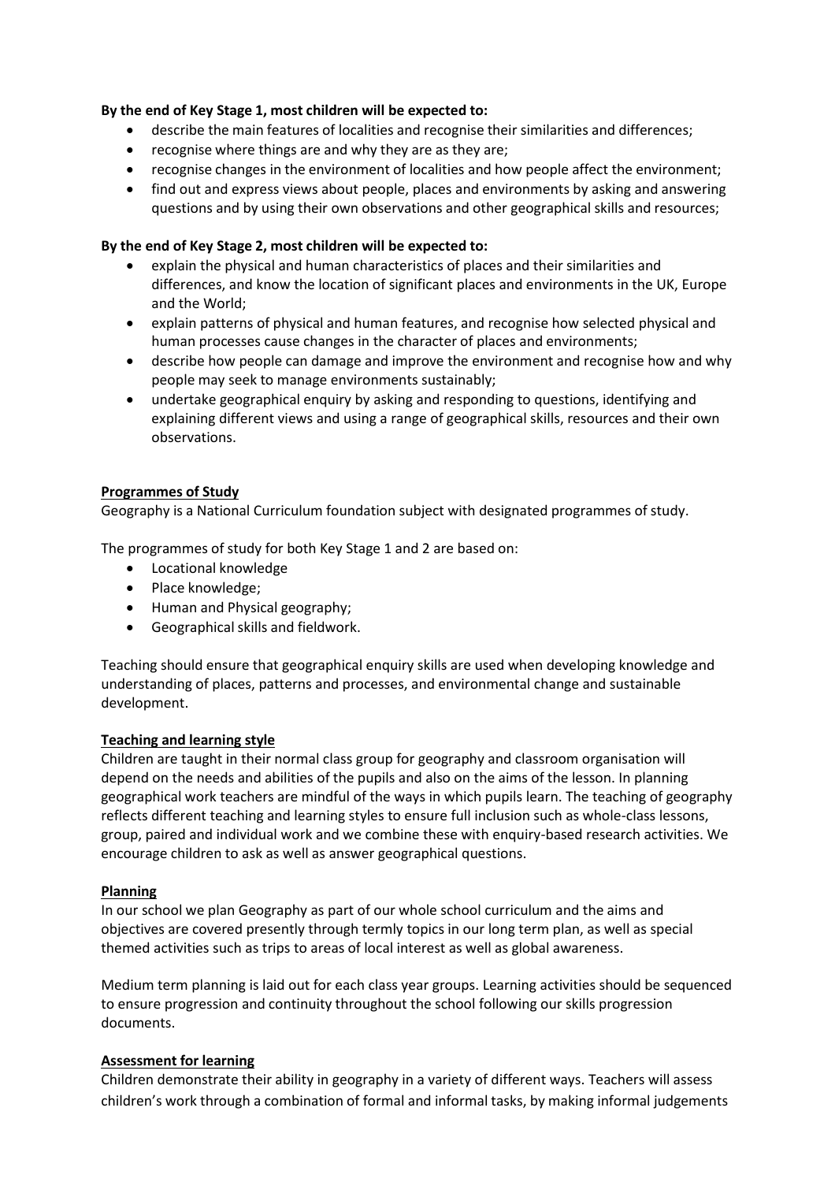**By the end of Key Stage 1, most children will be expected to:**

- describe the main features of localities and recognise their similarities and differences;
- recognise where things are and why they are as they are;
- recognise changes in the environment of localities and how people affect the environment;
- find out and express views about people, places and environments by asking and answering questions and by using their own observations and other geographical skills and resources;

**By the end of Key Stage 2, most children will be expected to:**

- explain the physical and human characteristics of places and their similarities and differences, and know the location of significant places and environments in the UK, Europe and the World;
- explain patterns of physical and human features, and recognise how selected physical and human processes cause changes in the character of places and environments;
- describe how people can damage and improve the environment and recognise how and why people may seek to manage environments sustainably;
- undertake geographical enquiry by asking and responding to questions, identifying and explaining different views and using a range of geographical skills, resources and their own observations.

## Programmes of Study

Geography is a National Curriculum foundation subject with designated programmes of study.

The programmes of study for both Key Stage 1 and 2 are based on:

- Locational knowledge
- Place knowledge;
- Human and Physical geography;
- Geographical skills and fieldwork.

Teaching should ensure that geographical enquiry skills are used when developing knowledge and understanding of places, patterns and processes, and environmental change and sustainable development.

## Teaching and learning style

Children are taught in their normal class group for geography and classroom organisation will depend on the needs and abilities of the pupils and also on the aims of the lesson. In planning geographical work teachers are mindful of the ways in which pupils learn. The teaching of geography reflects different teaching and learning styles to ensure full inclusion such as whole-class lessons, group, paired and individual work and we combine these with enquiry-based research activities. We encourage children to ask as well as answer geographical questions.

## Planning

In our school we plan Geography as part of our whole school curriculum and the aims and objectives are covered presently through termly topics in our long term plan, as well as special themed activities such as trips to areas of local interest as well as global awareness.

Medium term planning is laid out for each class year groups. Learning activities should be sequenced to ensure progression and continuity throughout the school following our skills progression documents.

## Assessment for learning

Children demonstrate their ability in geography in a variety of different ways. Teachers will assess children's work through a combination of formal and informal tasks, by making informal judgements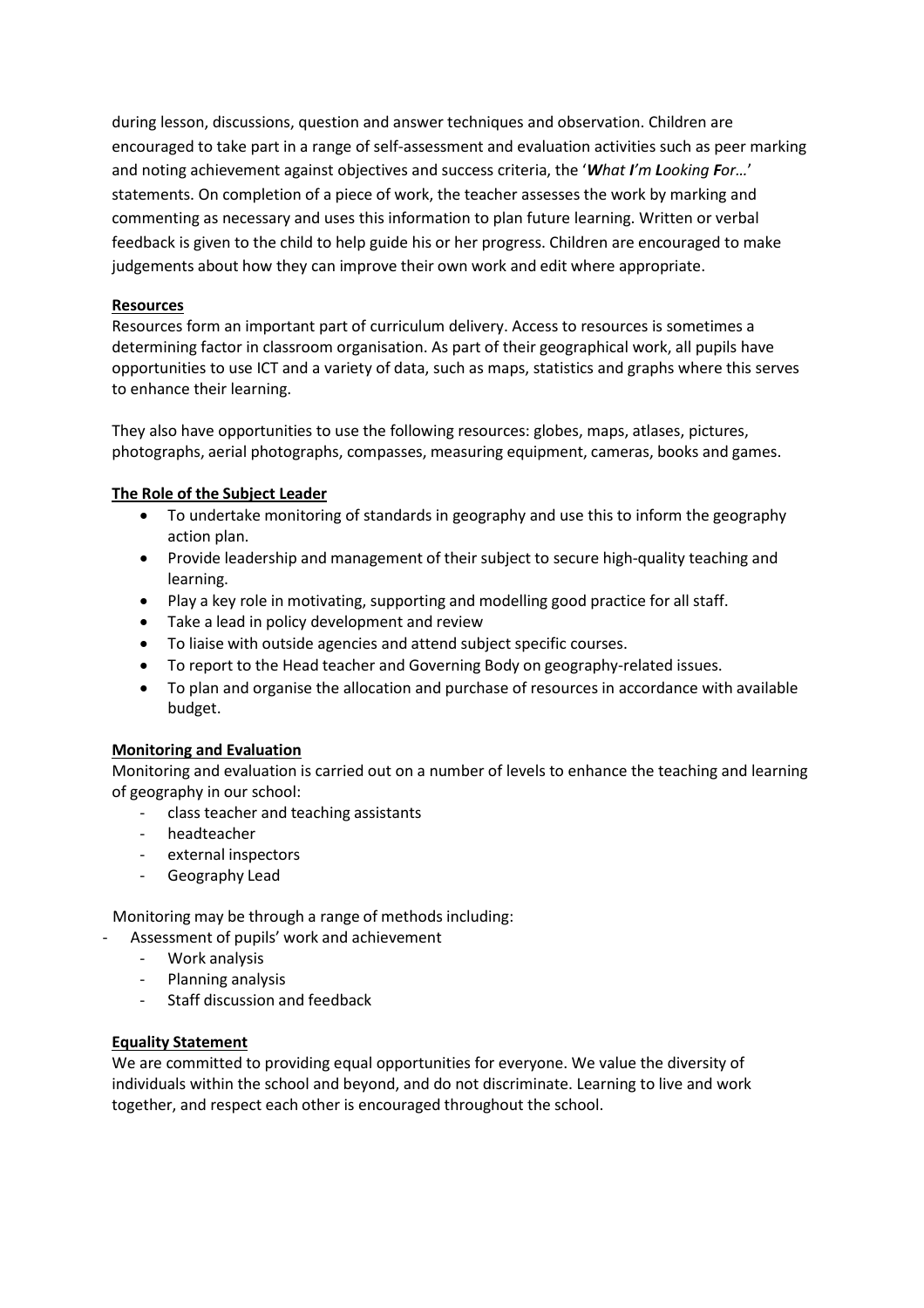during lesson, discussions, question and answer techniques and observation. Children are encouraged to take part in a range of self-assessment and evaluation activities such as peer marking and noting achievement against objectives and success criteria, the '***W****hat* ***I****'m* ***L****ooking* ***F****or…*' statements. On completion of a piece of work, the teacher assesses the work by marking and commenting as necessary and uses this information to plan future learning. Written or verbal feedback is given to the child to help guide his or her progress. Children are encouraged to make judgements about how they can improve their own work and edit where appropriate.

**Resources**

Resources form an important part of curriculum delivery. Access to resources is sometimes a determining factor in classroom organisation. As part of their geographical work, all pupils have opportunities to use ICT and a variety of data, such as maps, statistics and graphs where this serves to enhance their learning.

They also have opportunities to use the following resources: globes, maps, atlases, pictures, photographs, aerial photographs, compasses, measuring equipment, cameras, books and games.

**The Role of the Subject Leader**

- To undertake monitoring of standards in geography and use this to inform the geography action plan.
- Provide leadership and management of their subject to secure high-quality teaching and learning.
- Play a key role in motivating, supporting and modelling good practice for all staff.
- Take a lead in policy development and review
- To liaise with outside agencies and attend subject specific courses.
- To report to the Head teacher and Governing Body on geography-related issues.
- To plan and organise the allocation and purchase of resources in accordance with available budget.

**Monitoring and Evaluation**

Monitoring and evaluation is carried out on a number of levels to enhance the teaching and learning of geography in our school:

- class teacher and teaching assistants
- headteacher
- external inspectors
- Geography Lead

Monitoring may be through a range of methods including:

- Assessment of pupils' work and achievement
- Work analysis
- Planning analysis
- Staff discussion and feedback

**Equality Statement**

We are committed to providing equal opportunities for everyone. We value the diversity of individuals within the school and beyond, and do not discriminate. Learning to live and work together, and respect each other is encouraged throughout the school.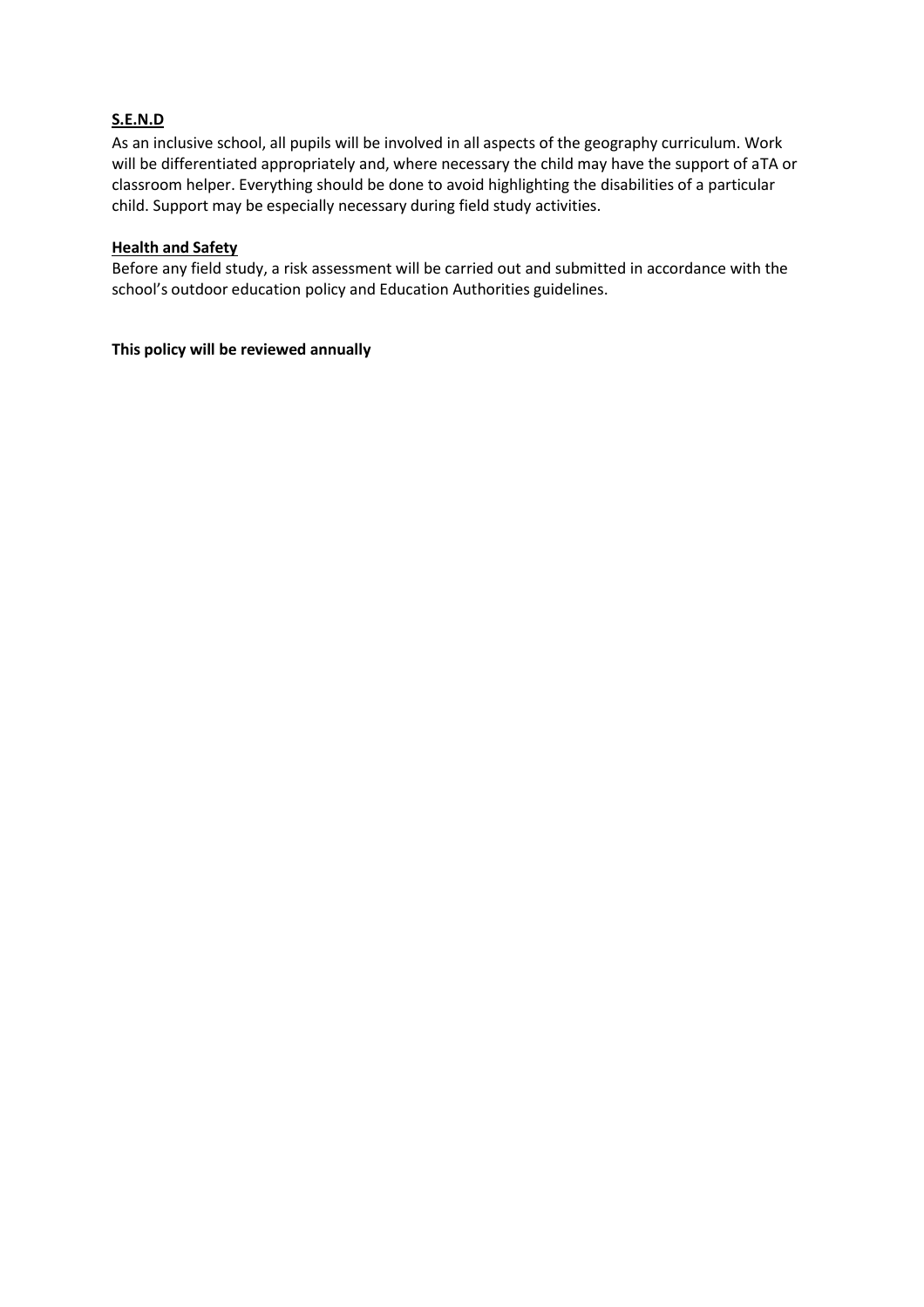**S.E.N.D**

As an inclusive school, all pupils will be involved in all aspects of the geography curriculum. Work will be differentiated appropriately and, where necessary the child may have the support of aTA or classroom helper. Everything should be done to avoid highlighting the disabilities of a particular child. Support may be especially necessary during field study activities.

**Health and Safety**

Before any field study, a risk assessment will be carried out and submitted in accordance with the school's outdoor education policy and Education Authorities guidelines.

**This policy will be reviewed annually**